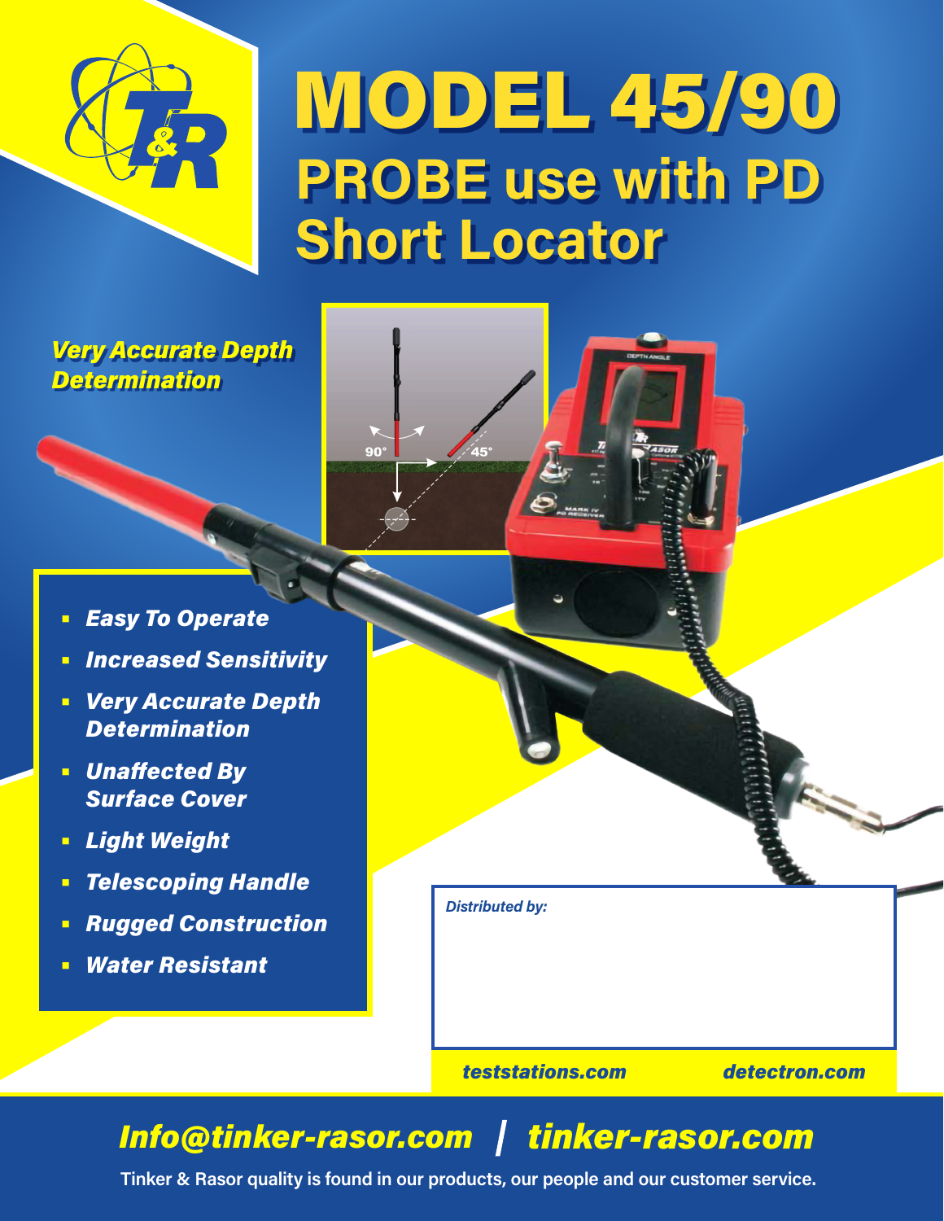# MODEL 45/90

## PROBE use with PD Short Locator

*Very Accurate Depth Determination*

- ***Easy To Operate***
- ***Increased Sensitivity***
- ***Very Accurate Depth Determination***
- ***Unaffected By Surface Cover***
- ***Light Weight***
- ***Telescoping Handle***
- ***Rugged Construction***
- ***Water Resistant***

*Distributed by:*

*teststations.com* *detectron.com*

***Info@tinker-rasor.com | tinker-rasor.com***

**Tinker & Rasor quality is found in our products, our people and our customer service.**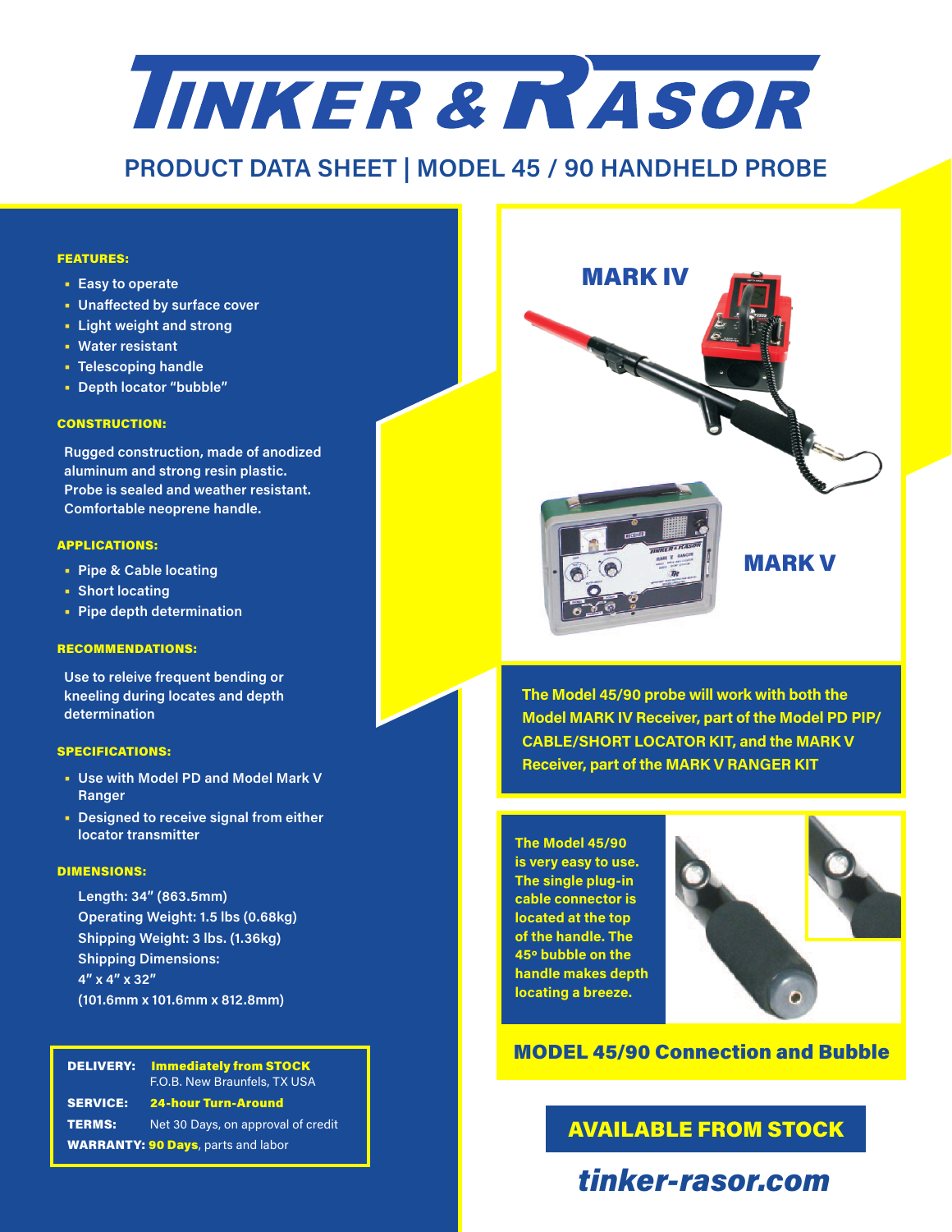# TINKER & RASOR

## PRODUCT DATA SHEET | MODEL 45 / 90 HANDHELD PROBE

**FEATURES:**

- Easy to operate
- Unaffected by surface cover
- Light weight and strong
- Water resistant
- Telescoping handle
- Depth locator "bubble"

**CONSTRUCTION:**

Rugged construction, made of anodized aluminum and strong resin plastic. Probe is sealed and weather resistant. Comfortable neoprene handle.

**APPLICATIONS:**

- Pipe & Cable locating
- Short locating
- Pipe depth determination

**RECOMMENDATIONS:**

Use to releive frequent bending or kneeling during locates and depth determination

**SPECIFICATIONS:**

- Use with Model PD and Model Mark V Ranger
- Designed to receive signal from either locator transmitter

**DIMENSIONS:**

Length: 34" (863.5mm)
Operating Weight: 1.5 lbs (0.68kg)
Shipping Weight: 3 lbs. (1.36kg)
Shipping Dimensions:
4" x 4" x 32"
(101.6mm x 101.6mm x 812.8mm)

| | |
|---|---|
| **DELIVERY:** | **Immediately from STOCK** F.O.B. New Braunfels, TX USA |
| **SERVICE:** | **24-hour Turn-Around** |
| **TERMS:** | Net 30 Days, on approval of credit |
| **WARRANTY:** | **90 Days**, parts and labor |

MARK IV

MARK V

**The Model 45/90 probe will work with both the Model MARK IV Receiver, part of the Model PD PIP/CABLE/SHORT LOCATOR KIT, and the MARK V Receiver, part of the MARK V RANGER KIT**

**The Model 45/90 is very easy to use. The single plug-in cable connector is located at the top of the handle. The 45º bubble on the handle makes depth locating a breeze.**

**MODEL 45/90 Connection and Bubble**

**AVAILABLE FROM STOCK**

***tinker-rasor.com***